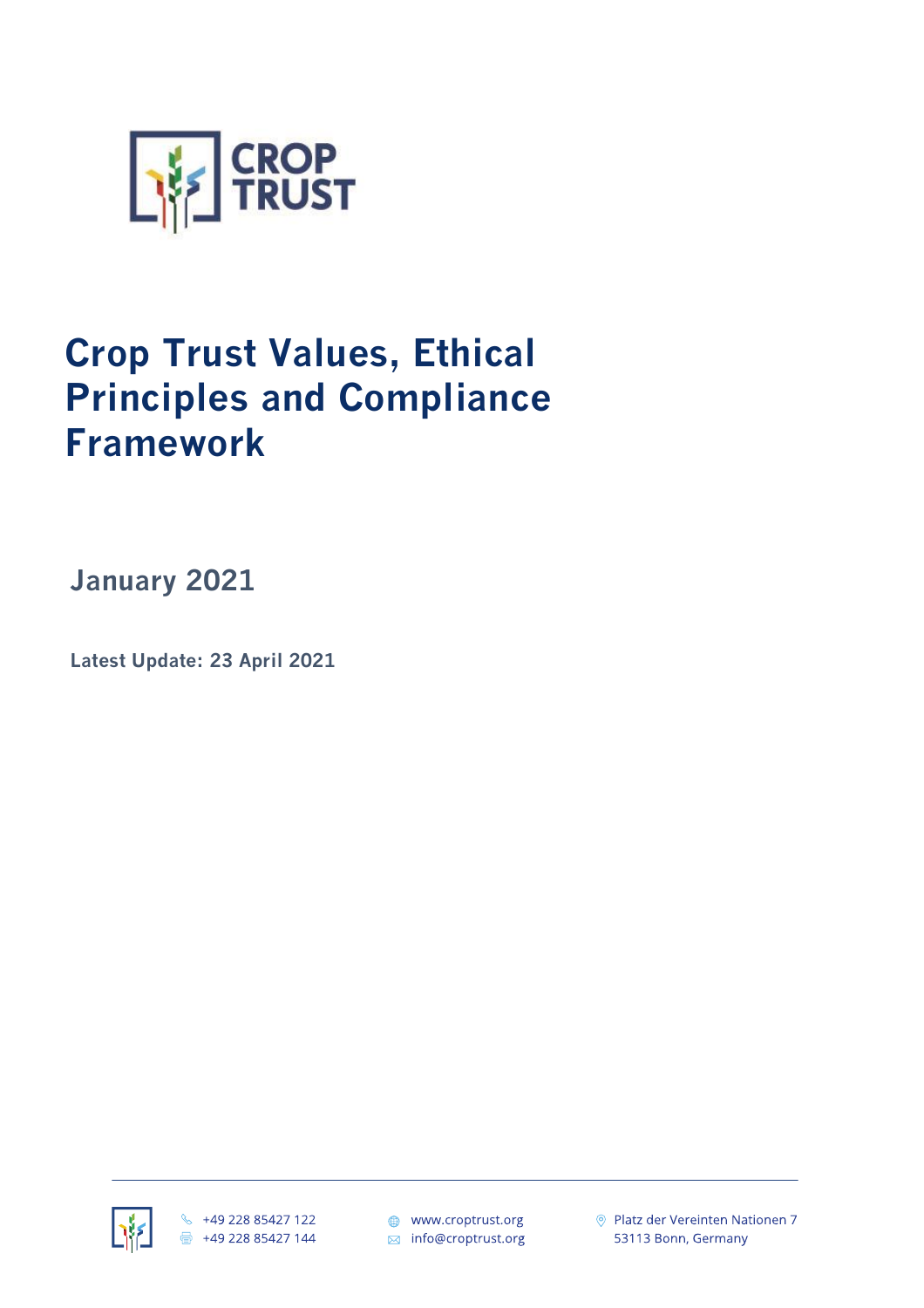# Crop Trust Values, Ethical Principles and Compliance Framework

**January 2021**

**Latest Update: 23 April 2021**

+49 228 85427 122
+49 228 85427 144

www.croptrust.org
info@croptrust.org

Platz der Vereinten Nationen 7
53113 Bonn, Germany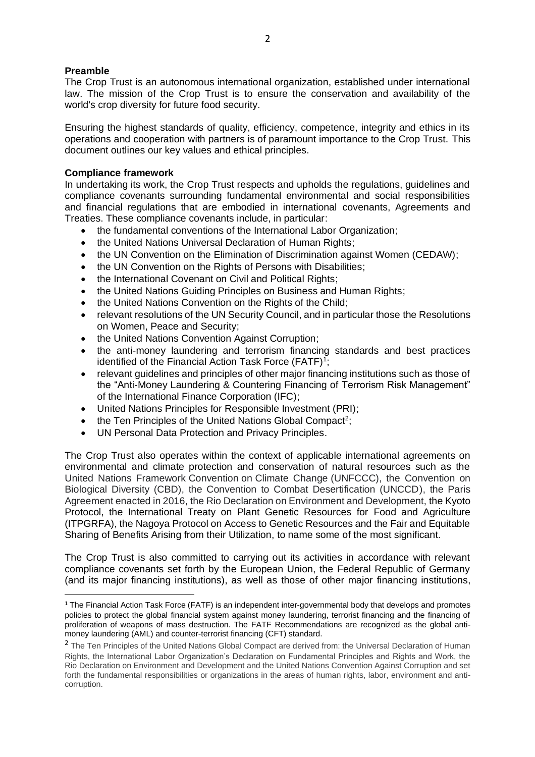**Preamble**

The Crop Trust is an autonomous international organization, established under international law. The mission of the Crop Trust is to ensure the conservation and availability of the world's crop diversity for future food security.

Ensuring the highest standards of quality, efficiency, competence, integrity and ethics in its operations and cooperation with partners is of paramount importance to the Crop Trust. This document outlines our key values and ethical principles.

**Compliance framework**

In undertaking its work, the Crop Trust respects and upholds the regulations, guidelines and compliance covenants surrounding fundamental environmental and social responsibilities and financial regulations that are embodied in international covenants, Agreements and Treaties. These compliance covenants include, in particular:

- the fundamental conventions of the International Labor Organization;
- the United Nations Universal Declaration of Human Rights;
- the UN Convention on the Elimination of Discrimination against Women (CEDAW);
- the UN Convention on the Rights of Persons with Disabilities;
- the International Covenant on Civil and Political Rights;
- the United Nations Guiding Principles on Business and Human Rights;
- the United Nations Convention on the Rights of the Child;
- relevant resolutions of the UN Security Council, and in particular those the Resolutions on Women, Peace and Security;
- the United Nations Convention Against Corruption;
- the anti-money laundering and terrorism financing standards and best practices identified of the Financial Action Task Force (FATF)[1];
- relevant guidelines and principles of other major financing institutions such as those of the "Anti-Money Laundering & Countering Financing of Terrorism Risk Management" of the International Finance Corporation (IFC);
- United Nations Principles for Responsible Investment (PRI);
- the Ten Principles of the United Nations Global Compact[2];
- UN Personal Data Protection and Privacy Principles.

The Crop Trust also operates within the context of applicable international agreements on environmental and climate protection and conservation of natural resources such as the United Nations Framework Convention on Climate Change (UNFCCC), the Convention on Biological Diversity (CBD), the Convention to Combat Desertification (UNCCD), the Paris Agreement enacted in 2016, the Rio Declaration on Environment and Development, the Kyoto Protocol, the International Treaty on Plant Genetic Resources for Food and Agriculture (ITPGRFA), the Nagoya Protocol on Access to Genetic Resources and the Fair and Equitable Sharing of Benefits Arising from their Utilization, to name some of the most significant.

The Crop Trust is also committed to carrying out its activities in accordance with relevant compliance covenants set forth by the European Union, the Federal Republic of Germany (and its major financing institutions), as well as those of other major financing institutions,

---

[1] The Financial Action Task Force (FATF) is an independent inter-governmental body that develops and promotes policies to protect the global financial system against money laundering, terrorist financing and the financing of proliferation of weapons of mass destruction. The FATF Recommendations are recognized as the global anti-money laundering (AML) and counter-terrorist financing (CFT) standard.

[2] The Ten Principles of the United Nations Global Compact are derived from: the Universal Declaration of Human Rights, the International Labor Organization's Declaration on Fundamental Principles and Rights and Work, the Rio Declaration on Environment and Development and the United Nations Convention Against Corruption and set forth the fundamental responsibilities or organizations in the areas of human rights, labor, environment and anti-corruption.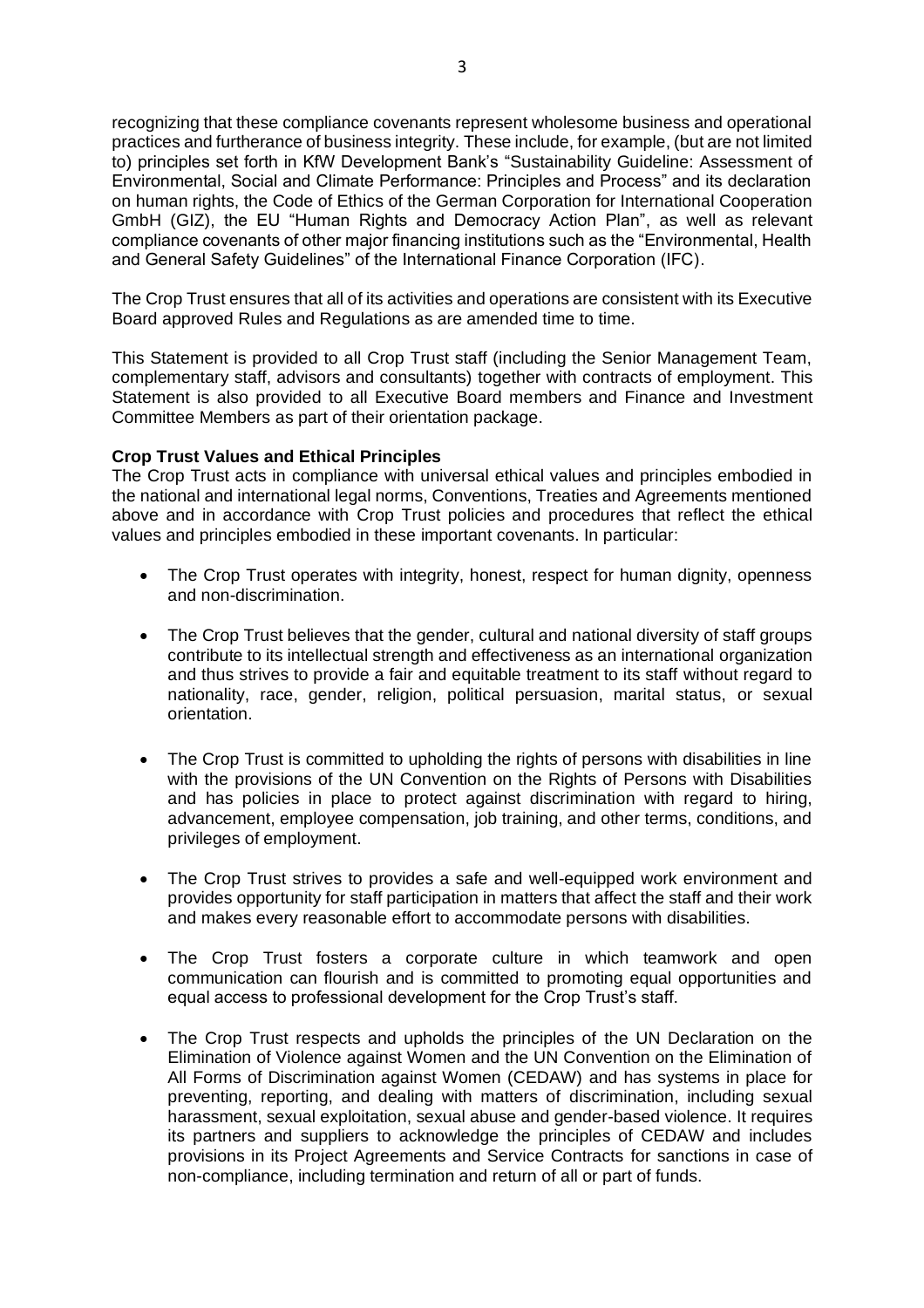recognizing that these compliance covenants represent wholesome business and operational practices and furtherance of business integrity. These include, for example, (but are not limited to) principles set forth in KfW Development Bank's "Sustainability Guideline: Assessment of Environmental, Social and Climate Performance: Principles and Process" and its declaration on human rights, the Code of Ethics of the German Corporation for International Cooperation GmbH (GIZ), the EU "Human Rights and Democracy Action Plan", as well as relevant compliance covenants of other major financing institutions such as the "Environmental, Health and General Safety Guidelines" of the International Finance Corporation (IFC).

The Crop Trust ensures that all of its activities and operations are consistent with its Executive Board approved Rules and Regulations as are amended time to time.

This Statement is provided to all Crop Trust staff (including the Senior Management Team, complementary staff, advisors and consultants) together with contracts of employment. This Statement is also provided to all Executive Board members and Finance and Investment Committee Members as part of their orientation package.

**Crop Trust Values and Ethical Principles**

The Crop Trust acts in compliance with universal ethical values and principles embodied in the national and international legal norms, Conventions, Treaties and Agreements mentioned above and in accordance with Crop Trust policies and procedures that reflect the ethical values and principles embodied in these important covenants. In particular:

- The Crop Trust operates with integrity, honest, respect for human dignity, openness and non-discrimination.

- The Crop Trust believes that the gender, cultural and national diversity of staff groups contribute to its intellectual strength and effectiveness as an international organization and thus strives to provide a fair and equitable treatment to its staff without regard to nationality, race, gender, religion, political persuasion, marital status, or sexual orientation.

- The Crop Trust is committed to upholding the rights of persons with disabilities in line with the provisions of the UN Convention on the Rights of Persons with Disabilities and has policies in place to protect against discrimination with regard to hiring, advancement, employee compensation, job training, and other terms, conditions, and privileges of employment.

- The Crop Trust strives to provides a safe and well-equipped work environment and provides opportunity for staff participation in matters that affect the staff and their work and makes every reasonable effort to accommodate persons with disabilities.

- The Crop Trust fosters a corporate culture in which teamwork and open communication can flourish and is committed to promoting equal opportunities and equal access to professional development for the Crop Trust's staff.

- The Crop Trust respects and upholds the principles of the UN Declaration on the Elimination of Violence against Women and the UN Convention on the Elimination of All Forms of Discrimination against Women (CEDAW) and has systems in place for preventing, reporting, and dealing with matters of discrimination, including sexual harassment, sexual exploitation, sexual abuse and gender-based violence. It requires its partners and suppliers to acknowledge the principles of CEDAW and includes provisions in its Project Agreements and Service Contracts for sanctions in case of non-compliance, including termination and return of all or part of funds.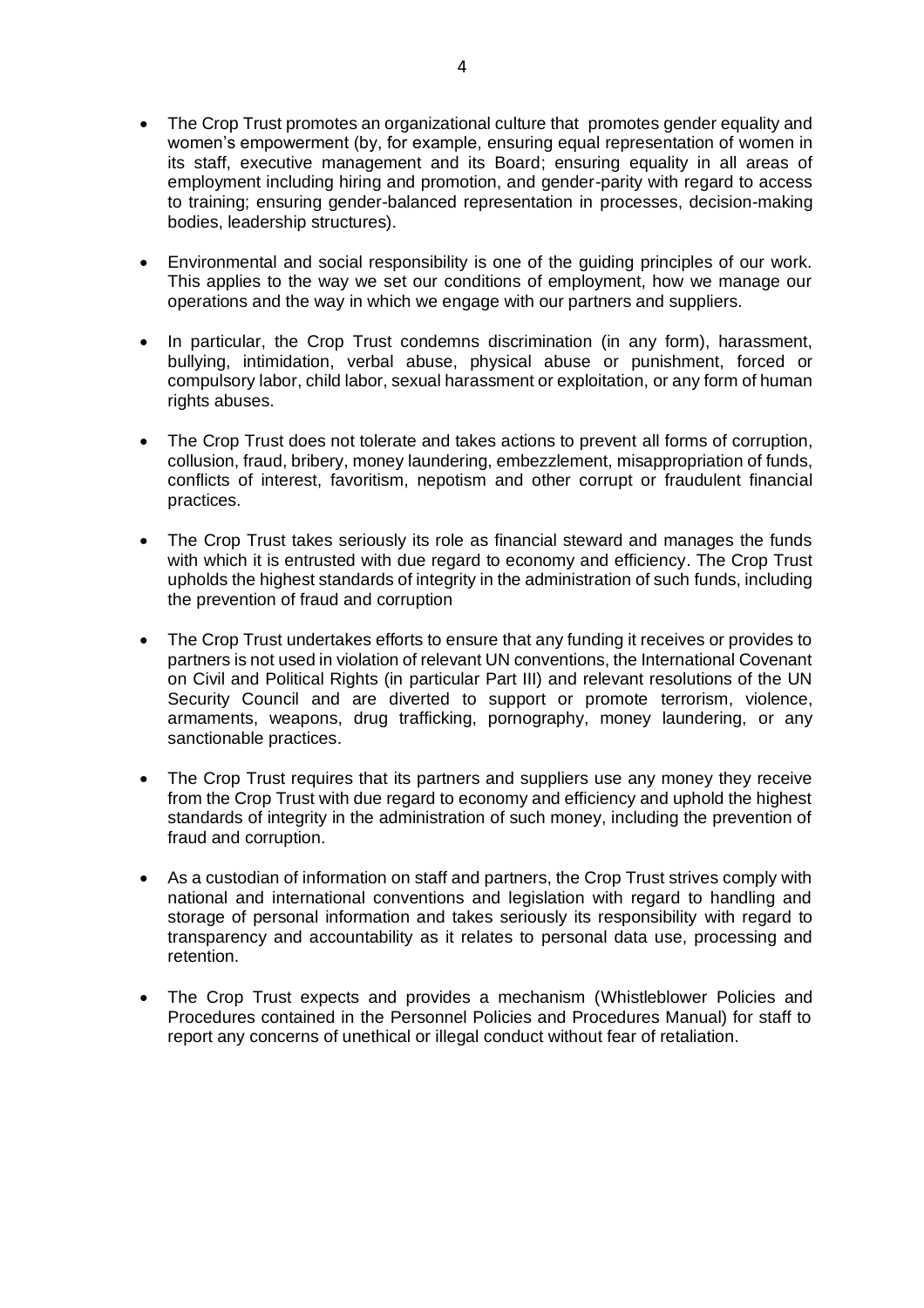- The Crop Trust promotes an organizational culture that promotes gender equality and women's empowerment (by, for example, ensuring equal representation of women in its staff, executive management and its Board; ensuring equality in all areas of employment including hiring and promotion, and gender-parity with regard to access to training; ensuring gender-balanced representation in processes, decision-making bodies, leadership structures).

- Environmental and social responsibility is one of the guiding principles of our work. This applies to the way we set our conditions of employment, how we manage our operations and the way in which we engage with our partners and suppliers.

- In particular, the Crop Trust condemns discrimination (in any form), harassment, bullying, intimidation, verbal abuse, physical abuse or punishment, forced or compulsory labor, child labor, sexual harassment or exploitation, or any form of human rights abuses.

- The Crop Trust does not tolerate and takes actions to prevent all forms of corruption, collusion, fraud, bribery, money laundering, embezzlement, misappropriation of funds, conflicts of interest, favoritism, nepotism and other corrupt or fraudulent financial practices.

- The Crop Trust takes seriously its role as financial steward and manages the funds with which it is entrusted with due regard to economy and efficiency. The Crop Trust upholds the highest standards of integrity in the administration of such funds, including the prevention of fraud and corruption

- The Crop Trust undertakes efforts to ensure that any funding it receives or provides to partners is not used in violation of relevant UN conventions, the International Covenant on Civil and Political Rights (in particular Part III) and relevant resolutions of the UN Security Council and are diverted to support or promote terrorism, violence, armaments, weapons, drug trafficking, pornography, money laundering, or any sanctionable practices.

- The Crop Trust requires that its partners and suppliers use any money they receive from the Crop Trust with due regard to economy and efficiency and uphold the highest standards of integrity in the administration of such money, including the prevention of fraud and corruption.

- As a custodian of information on staff and partners, the Crop Trust strives comply with national and international conventions and legislation with regard to handling and storage of personal information and takes seriously its responsibility with regard to transparency and accountability as it relates to personal data use, processing and retention.

- The Crop Trust expects and provides a mechanism (Whistleblower Policies and Procedures contained in the Personnel Policies and Procedures Manual) for staff to report any concerns of unethical or illegal conduct without fear of retaliation.